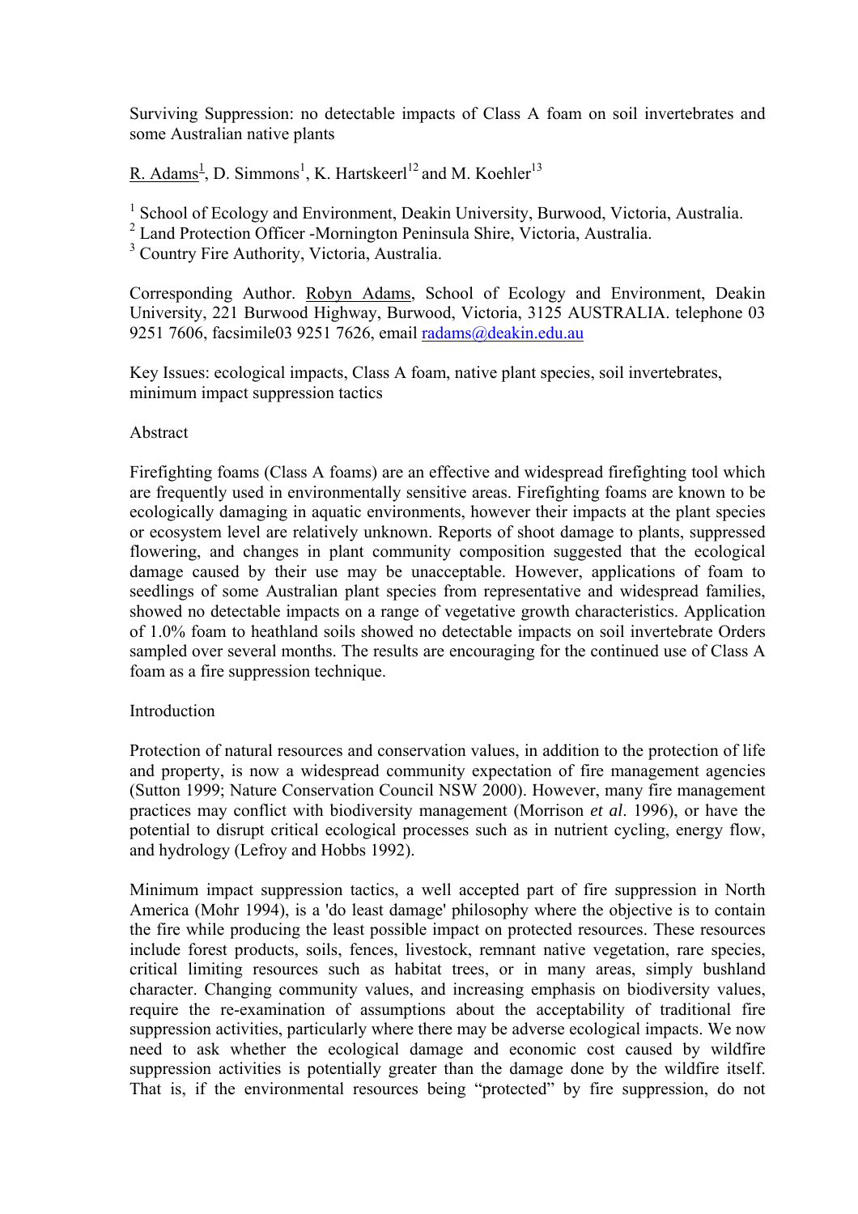# Surviving Suppression: no detectable impacts of Class A foam on soil invertebrates and some Australian native plants

R. Adams[1], D. Simmons[1], K. Hartskeerl[12] and M. Koehler[13]

[1] School of Ecology and Environment, Deakin University, Burwood, Victoria, Australia.
[2] Land Protection Officer -Mornington Peninsula Shire, Victoria, Australia.
[3] Country Fire Authority, Victoria, Australia.

Corresponding Author. Robyn Adams, School of Ecology and Environment, Deakin University, 221 Burwood Highway, Burwood, Victoria, 3125 AUSTRALIA. telephone 03 9251 7606, facsimile03 9251 7626, email radams@deakin.edu.au

Key Issues: ecological impacts, Class A foam, native plant species, soil invertebrates, minimum impact suppression tactics

## Abstract

Firefighting foams (Class A foams) are an effective and widespread firefighting tool which are frequently used in environmentally sensitive areas. Firefighting foams are known to be ecologically damaging in aquatic environments, however their impacts at the plant species or ecosystem level are relatively unknown. Reports of shoot damage to plants, suppressed flowering, and changes in plant community composition suggested that the ecological damage caused by their use may be unacceptable. However, applications of foam to seedlings of some Australian plant species from representative and widespread families, showed no detectable impacts on a range of vegetative growth characteristics. Application of 1.0% foam to heathland soils showed no detectable impacts on soil invertebrate Orders sampled over several months. The results are encouraging for the continued use of Class A foam as a fire suppression technique.

## Introduction

Protection of natural resources and conservation values, in addition to the protection of life and property, is now a widespread community expectation of fire management agencies (Sutton 1999; Nature Conservation Council NSW 2000). However, many fire management practices may conflict with biodiversity management (Morrison *et al*. 1996), or have the potential to disrupt critical ecological processes such as in nutrient cycling, energy flow, and hydrology (Lefroy and Hobbs 1992).

Minimum impact suppression tactics, a well accepted part of fire suppression in North America (Mohr 1994), is a 'do least damage' philosophy where the objective is to contain the fire while producing the least possible impact on protected resources. These resources include forest products, soils, fences, livestock, remnant native vegetation, rare species, critical limiting resources such as habitat trees, or in many areas, simply bushland character. Changing community values, and increasing emphasis on biodiversity values, require the re-examination of assumptions about the acceptability of traditional fire suppression activities, particularly where there may be adverse ecological impacts. We now need to ask whether the ecological damage and economic cost caused by wildfire suppression activities is potentially greater than the damage done by the wildfire itself. That is, if the environmental resources being "protected" by fire suppression, do not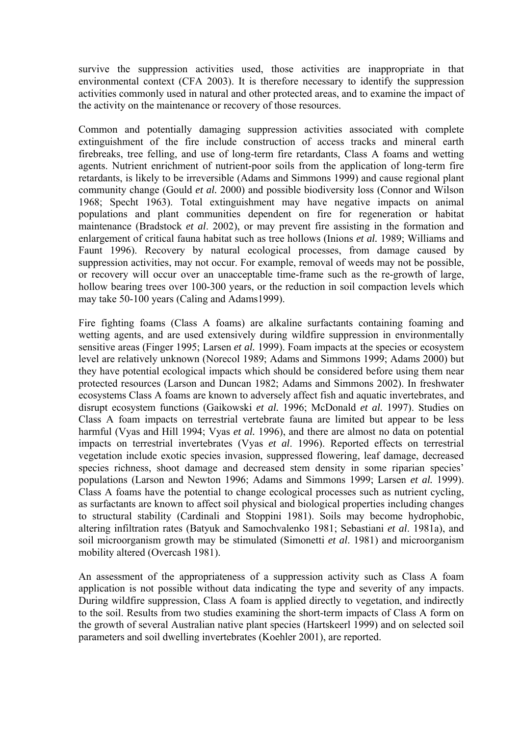survive the suppression activities used, those activities are inappropriate in that environmental context (CFA 2003). It is therefore necessary to identify the suppression activities commonly used in natural and other protected areas, and to examine the impact of the activity on the maintenance or recovery of those resources.

Common and potentially damaging suppression activities associated with complete extinguishment of the fire include construction of access tracks and mineral earth firebreaks, tree felling, and use of long-term fire retardants, Class A foams and wetting agents. Nutrient enrichment of nutrient-poor soils from the application of long-term fire retardants, is likely to be irreversible (Adams and Simmons 1999) and cause regional plant community change (Gould *et al.* 2000) and possible biodiversity loss (Connor and Wilson 1968; Specht 1963). Total extinguishment may have negative impacts on animal populations and plant communities dependent on fire for regeneration or habitat maintenance (Bradstock *et al*. 2002), or may prevent fire assisting in the formation and enlargement of critical fauna habitat such as tree hollows (Inions *et al.* 1989; Williams and Faunt 1996). Recovery by natural ecological processes, from damage caused by suppression activities, may not occur. For example, removal of weeds may not be possible, or recovery will occur over an unacceptable time-frame such as the re-growth of large, hollow bearing trees over 100-300 years, or the reduction in soil compaction levels which may take 50-100 years (Caling and Adams1999).

Fire fighting foams (Class A foams) are alkaline surfactants containing foaming and wetting agents, and are used extensively during wildfire suppression in environmentally sensitive areas (Finger 1995; Larsen *et al.* 1999). Foam impacts at the species or ecosystem level are relatively unknown (Norecol 1989; Adams and Simmons 1999; Adams 2000) but they have potential ecological impacts which should be considered before using them near protected resources (Larson and Duncan 1982; Adams and Simmons 2002). In freshwater ecosystems Class A foams are known to adversely affect fish and aquatic invertebrates, and disrupt ecosystem functions (Gaikowski *et al.* 1996; McDonald *et al.* 1997). Studies on Class A foam impacts on terrestrial vertebrate fauna are limited but appear to be less harmful (Vyas and Hill 1994; Vyas *et al.* 1996), and there are almost no data on potential impacts on terrestrial invertebrates (Vyas *et al*. 1996). Reported effects on terrestrial vegetation include exotic species invasion, suppressed flowering, leaf damage, decreased species richness, shoot damage and decreased stem density in some riparian species' populations (Larson and Newton 1996; Adams and Simmons 1999; Larsen *et al.* 1999). Class A foams have the potential to change ecological processes such as nutrient cycling, as surfactants are known to affect soil physical and biological properties including changes to structural stability (Cardinali and Stoppini 1981). Soils may become hydrophobic, altering infiltration rates (Batyuk and Samochvalenko 1981; Sebastiani *et al*. 1981a), and soil microorganism growth may be stimulated (Simonetti *et al*. 1981) and microorganism mobility altered (Overcash 1981).

An assessment of the appropriateness of a suppression activity such as Class A foam application is not possible without data indicating the type and severity of any impacts. During wildfire suppression, Class A foam is applied directly to vegetation, and indirectly to the soil. Results from two studies examining the short-term impacts of Class A form on the growth of several Australian native plant species (Hartskeerl 1999) and on selected soil parameters and soil dwelling invertebrates (Koehler 2001), are reported.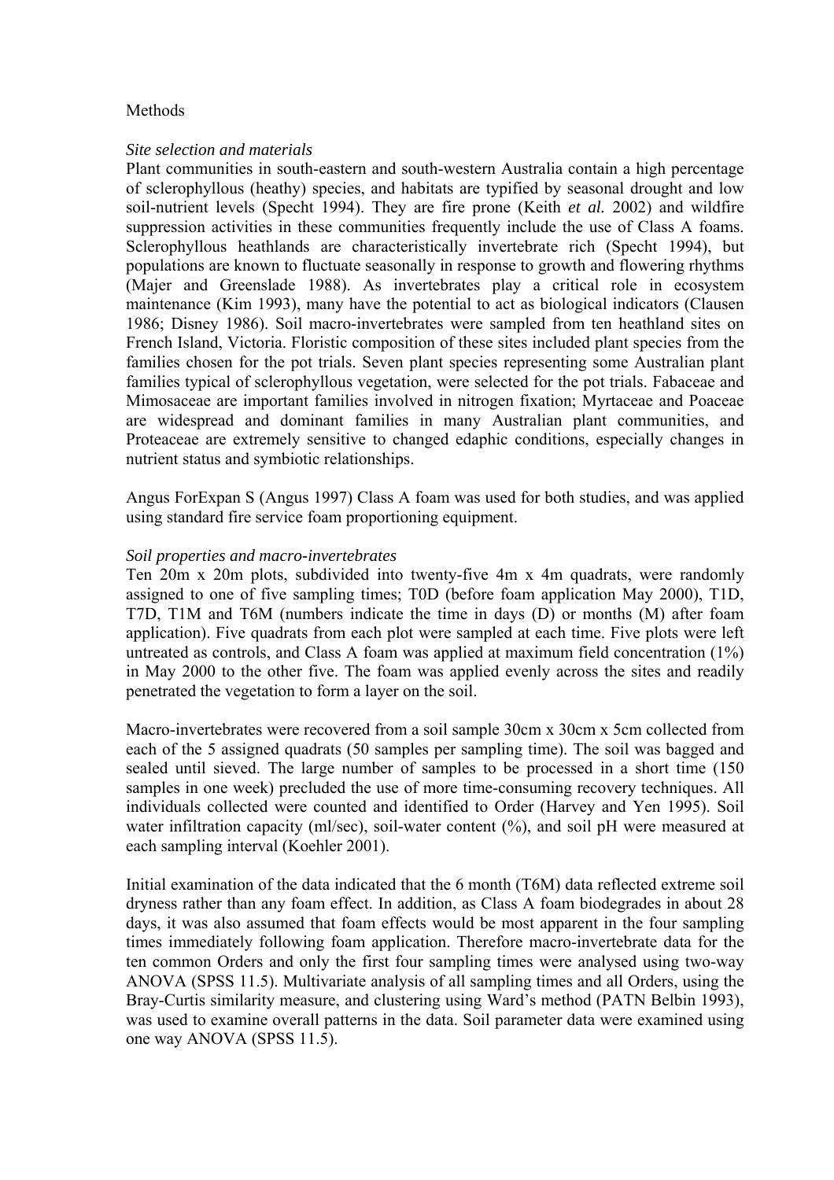## Methods

### *Site selection and materials*

Plant communities in south-eastern and south-western Australia contain a high percentage of sclerophyllous (heathy) species, and habitats are typified by seasonal drought and low soil-nutrient levels (Specht 1994). They are fire prone (Keith *et al.* 2002) and wildfire suppression activities in these communities frequently include the use of Class A foams. Sclerophyllous heathlands are characteristically invertebrate rich (Specht 1994), but populations are known to fluctuate seasonally in response to growth and flowering rhythms (Majer and Greenslade 1988). As invertebrates play a critical role in ecosystem maintenance (Kim 1993), many have the potential to act as biological indicators (Clausen 1986; Disney 1986). Soil macro-invertebrates were sampled from ten heathland sites on French Island, Victoria. Floristic composition of these sites included plant species from the families chosen for the pot trials. Seven plant species representing some Australian plant families typical of sclerophyllous vegetation, were selected for the pot trials. Fabaceae and Mimosaceae are important families involved in nitrogen fixation; Myrtaceae and Poaceae are widespread and dominant families in many Australian plant communities, and Proteaceae are extremely sensitive to changed edaphic conditions, especially changes in nutrient status and symbiotic relationships.

Angus ForExpan S (Angus 1997) Class A foam was used for both studies, and was applied using standard fire service foam proportioning equipment.

### *Soil properties and macro-invertebrates*

Ten 20m x 20m plots, subdivided into twenty-five 4m x 4m quadrats, were randomly assigned to one of five sampling times; T0D (before foam application May 2000), T1D, T7D, T1M and T6M (numbers indicate the time in days (D) or months (M) after foam application). Five quadrats from each plot were sampled at each time. Five plots were left untreated as controls, and Class A foam was applied at maximum field concentration (1%) in May 2000 to the other five. The foam was applied evenly across the sites and readily penetrated the vegetation to form a layer on the soil.

Macro-invertebrates were recovered from a soil sample 30cm x 30cm x 5cm collected from each of the 5 assigned quadrats (50 samples per sampling time). The soil was bagged and sealed until sieved. The large number of samples to be processed in a short time (150 samples in one week) precluded the use of more time-consuming recovery techniques. All individuals collected were counted and identified to Order (Harvey and Yen 1995). Soil water infiltration capacity (ml/sec), soil-water content (%), and soil pH were measured at each sampling interval (Koehler 2001).

Initial examination of the data indicated that the 6 month (T6M) data reflected extreme soil dryness rather than any foam effect. In addition, as Class A foam biodegrades in about 28 days, it was also assumed that foam effects would be most apparent in the four sampling times immediately following foam application. Therefore macro-invertebrate data for the ten common Orders and only the first four sampling times were analysed using two-way ANOVA (SPSS 11.5). Multivariate analysis of all sampling times and all Orders, using the Bray-Curtis similarity measure, and clustering using Ward's method (PATN Belbin 1993), was used to examine overall patterns in the data. Soil parameter data were examined using one way ANOVA (SPSS 11.5).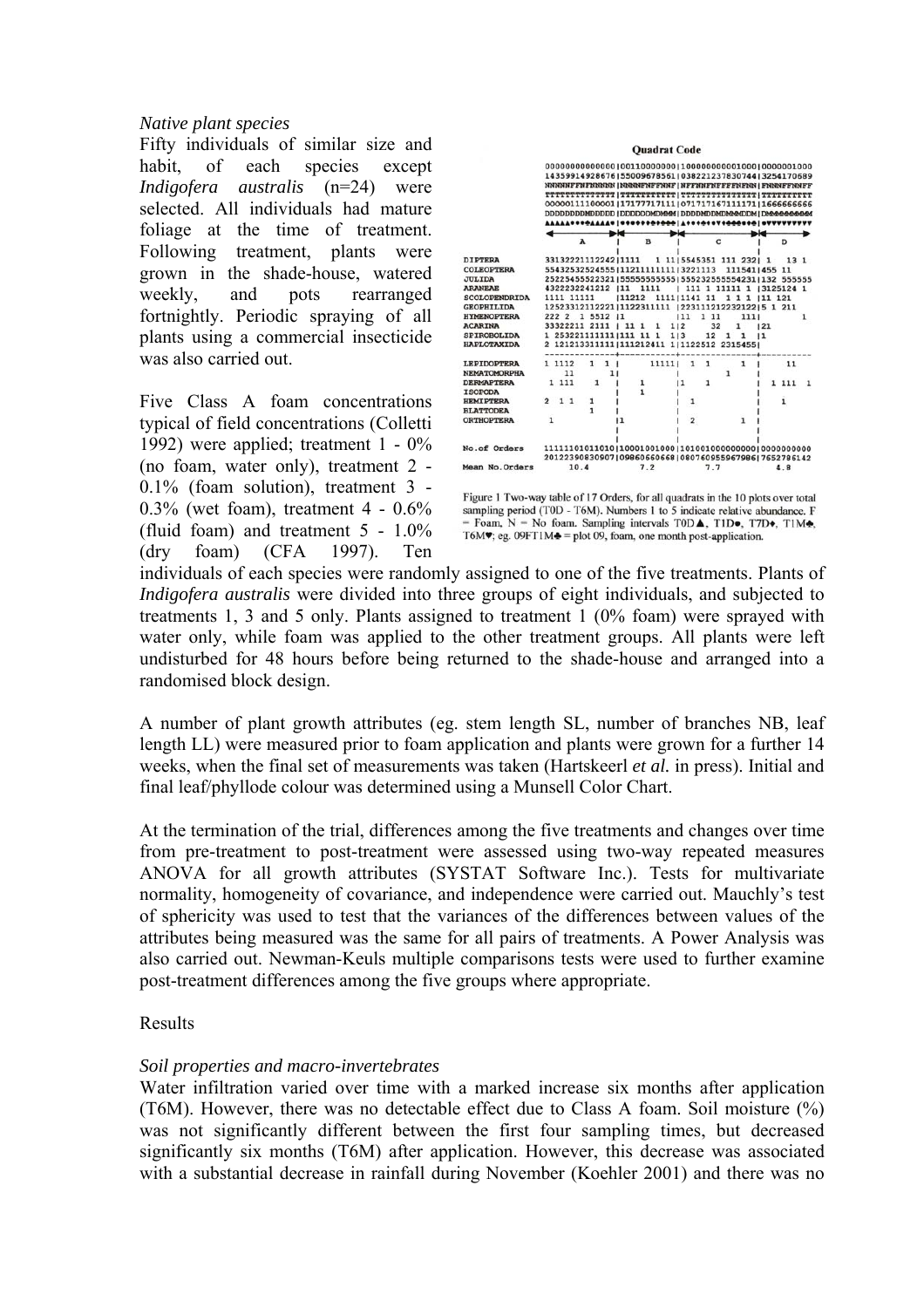*Native plant species*

Fifty individuals of similar size and habit, of each species except *Indigofera australis* (n=24) were selected. All individuals had mature foliage at the time of treatment. Following treatment, plants were grown in the shade-house, watered weekly, and pots rearranged fortnightly. Periodic spraying of all plants using a commercial insecticide was also carried out.

Five Class A foam concentrations typical of field concentrations (Colletti 1992) were applied; treatment 1 - 0% (no foam, water only), treatment 2 - 0.1% (foam solution), treatment 3 - 0.3% (wet foam), treatment 4 - 0.6% (fluid foam) and treatment 5 - 1.0% (dry foam) (CFA 1997). Ten individuals of each species were randomly assigned to one of the five treatments. Plants of *Indigofera australis* were divided into three groups of eight individuals, and subjected to treatments 1, 3 and 5 only. Plants assigned to treatment 1 (0% foam) were sprayed with water only, while foam was applied to the other treatment groups. All plants were left undisturbed for 48 hours before being returned to the shade-house and arranged into a randomised block design.

A number of plant growth attributes (eg. stem length SL, number of branches NB, leaf length LL) were measured prior to foam application and plants were grown for a further 14 weeks, when the final set of measurements was taken (Hartskeerl *et al.* in press). Initial and final leaf/phyllode colour was determined using a Munsell Color Chart.

At the termination of the trial, differences among the five treatments and changes over time from pre-treatment to post-treatment were assessed using two-way repeated measures ANOVA for all growth attributes (SYSTAT Software Inc.). Tests for multivariate normality, homogeneity of covariance, and independence were carried out. Mauchly's test of sphericity was used to test that the variances of the differences between values of the attributes being measured was the same for all pairs of treatments. A Power Analysis was also carried out. Newman-Keuls multiple comparisons tests were used to further examine post-treatment differences among the five groups where appropriate.

```
                                   Quadrat Code
                00000000000000|00110000000|100000000001000|0000001000
                14359914928676|55009678561|038221237830744|3254170689
                NNNNNFFNFNNNNN|NNNNNFNFFNNF|NFFNNFNFFFNNNN|FNNNFFNNFF
                TTTTTTTTTTTTTT|TTTTTTTTTTT|TTTTTTTTTTTTTTT|TTTTTTTTTT
                00000111100001|17177717111|071717167111171|1666666666
                DDDDDDDDMDDDDD|DDDDDDMDMMM|DDDDMDDMDMMMDDM|DMMMMMMMMM
                      A       |     B     |       C       |    D

DIPTERA         33132221112242|1111    1 11|5545351 111 232| 1    13 1
COLEOPTERA      55432532524555|11211111111|3221113  111541|455 11
JULIDA          25225455522321|55555555555|555232555554231|132 555555
ARANEAE         4322232241212 |11  1111   | 111 1 11111 1 |3125124 1
SCOLOPENDRIDA   1111 11111    |11212  1111|1141 11  1 1 1 |11 121
GEOPHILIDA      12523312112221|1122311111 |223111212232122|5 1 211
HYMENOPTERA     222 2  1 5512 |1          |11  1 11   111|        1
ACARINA         33322211 2111 | 11 1  1  1|2     32   1  |21
SPIROBOLIDA     1 253221111111|111 11 1  1|3    12  1  1 |1
HAPLOTAXIDA     2 121213311111|111212411 1|1122512 2315455|
---------------------------------------------------------------------
LEPIDOPTERA     1 1112    1  1|      11111|  1  1     1   |     11
NEMATOMORPHA        11       1|           |       1       |
DERMAPTERA       1 111    1   |   1       |1     1        | 1 111  1
ISOPODA                       |   1       |               |
HEMIPTERA       2  1 1    1   |           |    1          |    1
BLATTODEA                 1   |           |               |
ORTHOPTERA         1          |1          |    2       1  |

No. of Orders   11111101011010|10001001000|101001000000000|0000000000
                20122390830907|09860660668|080760955967986|7652786142
Mean No. Orders       10.4    |    7.2    |      7.7      |   4.8
```

Figure 1 Two-way table of 17 Orders, for all quadrats in the 10 plots over total sampling period (T0D - T6M). Numbers 1 to 5 indicate relative abundance. F = Foam, N = No foam. Sampling intervals T0D▲, T1D●, T7D♦, T1M♣, T6M♥; eg. 09FT1M♣ = plot 09, foam, one month post-application.

Results

*Soil properties and macro-invertebrates*

Water infiltration varied over time with a marked increase six months after application (T6M). However, there was no detectable effect due to Class A foam. Soil moisture (%) was not significantly different between the first four sampling times, but decreased significantly six months (T6M) after application. However, this decrease was associated with a substantial decrease in rainfall during November (Koehler 2001) and there was no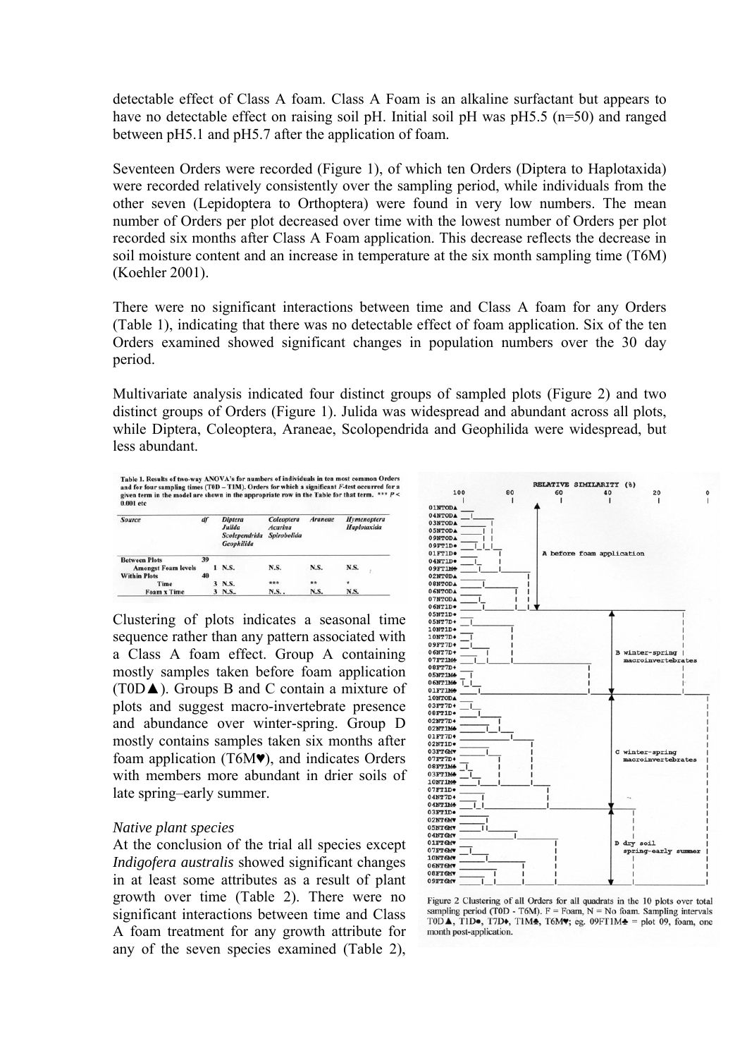detectable effect of Class A foam. Class A Foam is an alkaline surfactant but appears to have no detectable effect on raising soil pH. Initial soil pH was pH5.5 (n=50) and ranged between pH5.1 and pH5.7 after the application of foam.

Seventeen Orders were recorded (Figure 1), of which ten Orders (Diptera to Haplotaxida) were recorded relatively consistently over the sampling period, while individuals from the other seven (Lepidoptera to Orthoptera) were found in very low numbers. The mean number of Orders per plot decreased over time with the lowest number of Orders per plot recorded six months after Class A Foam application. This decrease reflects the decrease in soil moisture content and an increase in temperature at the six month sampling time (T6M) (Koehler 2001).

There were no significant interactions between time and Class A foam for any Orders (Table 1), indicating that there was no detectable effect of foam application. Six of the ten Orders examined showed significant changes in population numbers over the 30 day period.

Multivariate analysis indicated four distinct groups of sampled plots (Figure 2) and two distinct groups of Orders (Figure 1). Julida was widespread and abundant across all plots, while Diptera, Coleoptera, Araneae, Scolopendrida and Geophilida were widespread, but less abundant.

**Table 1. Results of two-way ANOVA's for numbers of individuals in ten most common Orders and for four sampling times (T0D – T1M). Orders for which a significant *F*-test occurred for a given term in the model are shown in the appropriate row in the Table for that term.** *** $P < 0.001$ etc

| Source | df | *Diptera Julida Scolopendrida Geophilida* | *Coleoptera Acarina Spirobolida* | *Araneae* | *Hymenoptera Haplotaxida* |
|---|---|---|---|---|---|
| Between Plots | 39 | | | | |
| Amongst Foam levels | 1 | N.S. | N.S. | N.S. | N.S. |
| Within Plots | 40 | | | | |
| Time | 3 | N.S. | *** | ** | * |
| Foam x Time | 3 | N.S. | N.S. | N.S. | N.S. |

Clustering of plots indicates a seasonal time sequence rather than any pattern associated with a Class A foam effect. Group A containing mostly samples taken before foam application (T0D▲). Groups B and C contain a mixture of plots and suggest macro-invertebrate presence and abundance over winter-spring. Group D mostly contains samples taken six months after foam application (T6M♥), and indicates Orders with members more abundant in drier soils of late spring–early summer.

Figure 2 Clustering of all Orders for all quadrats in the 10 plots over total sampling period (T0D - T6M). F = Foam, N = No foam. Sampling intervals T0D▲, T1D●, T7D♦, T1M♣, T6M♥; eg. 09FT1M♣ = plot 09, foam, one month post-application.

*Native plant species*

At the conclusion of the trial all species except *Indigofera australis* showed significant changes in at least some attributes as a result of plant growth over time (Table 2). There were no significant interactions between time and Class A foam treatment for any growth attribute for any of the seven species examined (Table 2),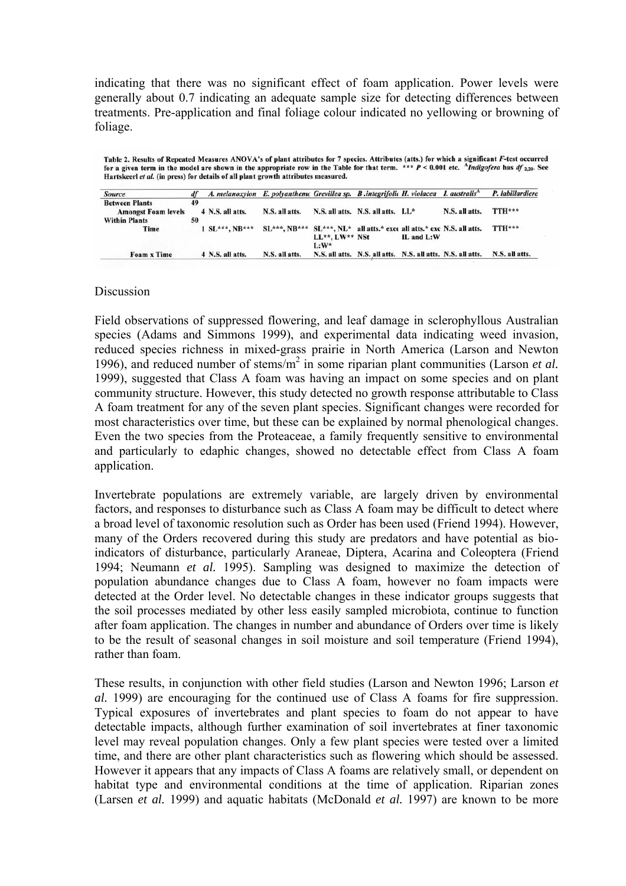indicating that there was no significant effect of foam application. Power levels were generally about 0.7 indicating an adequate sample size for detecting differences between treatments. Pre-application and final foliage colour indicated no yellowing or browning of foliage.

**Table 2. Results of Repeated Measures ANOVA's of plant attributes for 7 species. Attributes (atts.) for which a significant *F*-test occurred for a given term in the model are shown in the appropriate row in the Table for that term. \*\*\* $P < 0.001$ etc. [A]*Indigofera* has *df* $_{2,20}$. See Hartskeerl *et al.* (in press) for details of all plant growth attributes measured.**

| Source | df | A. melanoxylon | E. polyanthemc | Grevillea sp. | B .integrifolic | H. violacea | I. australis[A] | P. labillardiere |
|---|---|---|---|---|---|---|---|---|
| Between Plants | 49 | | | | | | | |
| Amongst Foam levels | 4 | N.S. all atts. | N.S. all atts. | N.S. all atts. | N.S. all atts. | LL* | N.S. all atts. | TTH*** |
| Within Plants | 50 | | | | | | | |
| Time | 1 | SL***, NB*** | SL***, NB*** | SL***, NL* LL**, LW** L:W* | all atts.* exce NSt | all atts.* exc IL and L:W | N.S. all atts. | TTH*** |
| Foam x Time | 4 | N.S. all atts. | N.S. all atts. | N.S. all atts. | N.S. all atts. | N.S. all atts. | N.S. all atts. | N.S. all atts. |

Discussion

Field observations of suppressed flowering, and leaf damage in sclerophyllous Australian species (Adams and Simmons 1999), and experimental data indicating weed invasion, reduced species richness in mixed-grass prairie in North America (Larson and Newton 1996), and reduced number of stems/m$^2$ in some riparian plant communities (Larson *et al.* 1999), suggested that Class A foam was having an impact on some species and on plant community structure. However, this study detected no growth response attributable to Class A foam treatment for any of the seven plant species. Significant changes were recorded for most characteristics over time, but these can be explained by normal phenological changes. Even the two species from the Proteaceae, a family frequently sensitive to environmental and particularly to edaphic changes, showed no detectable effect from Class A foam application.

Invertebrate populations are extremely variable, are largely driven by environmental factors, and responses to disturbance such as Class A foam may be difficult to detect where a broad level of taxonomic resolution such as Order has been used (Friend 1994). However, many of the Orders recovered during this study are predators and have potential as bio-indicators of disturbance, particularly Araneae, Diptera, Acarina and Coleoptera (Friend 1994; Neumann *et al.* 1995). Sampling was designed to maximize the detection of population abundance changes due to Class A foam, however no foam impacts were detected at the Order level. No detectable changes in these indicator groups suggests that the soil processes mediated by other less easily sampled microbiota, continue to function after foam application. The changes in number and abundance of Orders over time is likely to be the result of seasonal changes in soil moisture and soil temperature (Friend 1994), rather than foam.

These results, in conjunction with other field studies (Larson and Newton 1996; Larson *et al.* 1999) are encouraging for the continued use of Class A foams for fire suppression. Typical exposures of invertebrates and plant species to foam do not appear to have detectable impacts, although further examination of soil invertebrates at finer taxonomic level may reveal population changes. Only a few plant species were tested over a limited time, and there are other plant characteristics such as flowering which should be assessed. However it appears that any impacts of Class A foams are relatively small, or dependent on habitat type and environmental conditions at the time of application. Riparian zones (Larsen *et al.* 1999) and aquatic habitats (McDonald *et al.* 1997) are known to be more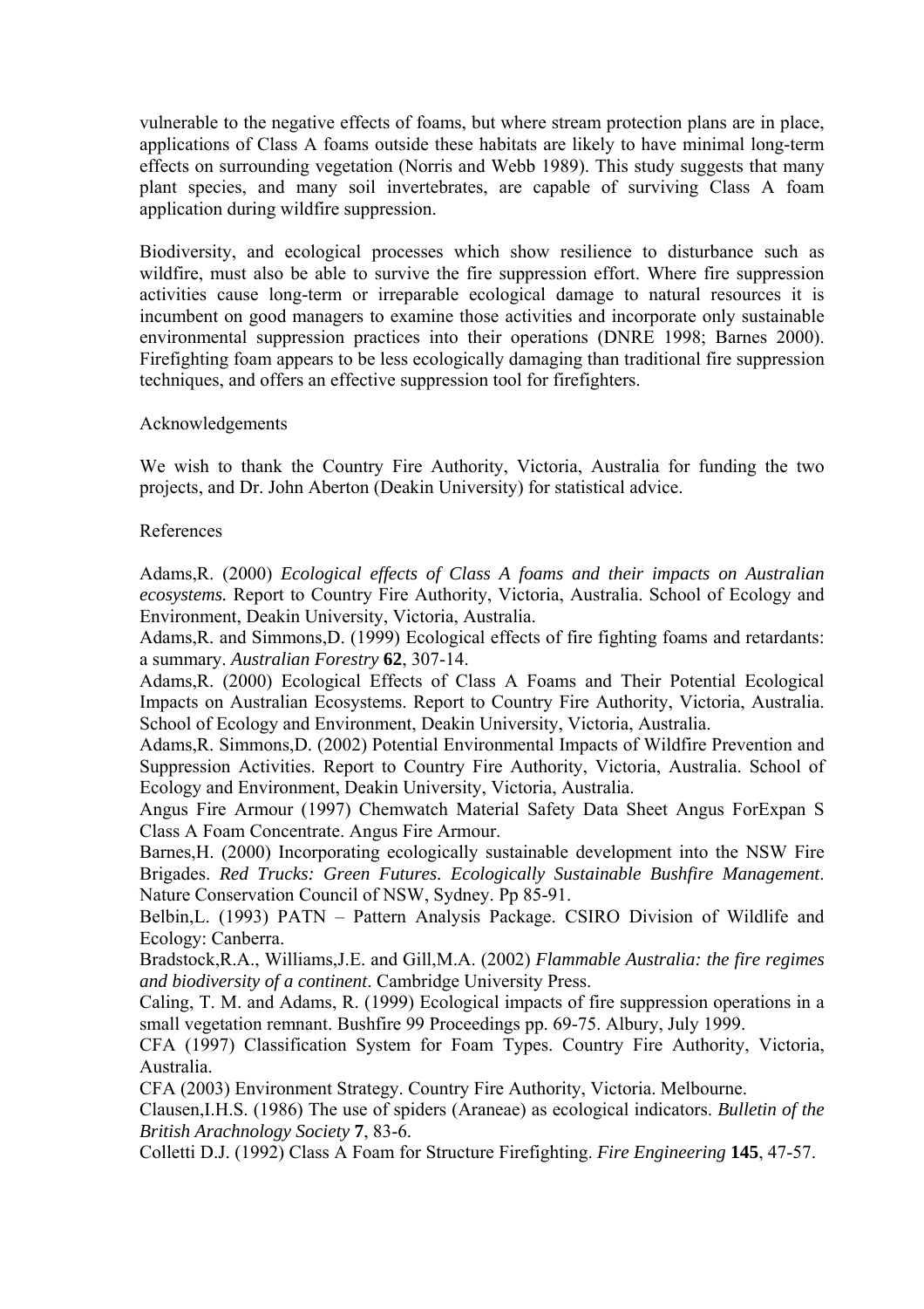vulnerable to the negative effects of foams, but where stream protection plans are in place, applications of Class A foams outside these habitats are likely to have minimal long-term effects on surrounding vegetation (Norris and Webb 1989). This study suggests that many plant species, and many soil invertebrates, are capable of surviving Class A foam application during wildfire suppression.

Biodiversity, and ecological processes which show resilience to disturbance such as wildfire, must also be able to survive the fire suppression effort. Where fire suppression activities cause long-term or irreparable ecological damage to natural resources it is incumbent on good managers to examine those activities and incorporate only sustainable environmental suppression practices into their operations (DNRE 1998; Barnes 2000). Firefighting foam appears to be less ecologically damaging than traditional fire suppression techniques, and offers an effective suppression tool for firefighters.

## Acknowledgements

We wish to thank the Country Fire Authority, Victoria, Australia for funding the two projects, and Dr. John Aberton (Deakin University) for statistical advice.

## References

Adams,R. (2000) *Ecological effects of Class A foams and their impacts on Australian ecosystems.* Report to Country Fire Authority, Victoria, Australia. School of Ecology and Environment, Deakin University, Victoria, Australia.

Adams,R. and Simmons,D. (1999) Ecological effects of fire fighting foams and retardants: a summary. *Australian Forestry* **62**, 307-14.

Adams,R. (2000) Ecological Effects of Class A Foams and Their Potential Ecological Impacts on Australian Ecosystems. Report to Country Fire Authority, Victoria, Australia. School of Ecology and Environment, Deakin University, Victoria, Australia.

Adams,R. Simmons,D. (2002) Potential Environmental Impacts of Wildfire Prevention and Suppression Activities. Report to Country Fire Authority, Victoria, Australia. School of Ecology and Environment, Deakin University, Victoria, Australia.

Angus Fire Armour (1997) Chemwatch Material Safety Data Sheet Angus ForExpan S Class A Foam Concentrate. Angus Fire Armour.

Barnes,H. (2000) Incorporating ecologically sustainable development into the NSW Fire Brigades. *Red Trucks: Green Futures. Ecologically Sustainable Bushfire Management*. Nature Conservation Council of NSW, Sydney. Pp 85-91.

Belbin,L. (1993) PATN – Pattern Analysis Package. CSIRO Division of Wildlife and Ecology: Canberra.

Bradstock,R.A., Williams,J.E. and Gill,M.A. (2002) *Flammable Australia: the fire regimes and biodiversity of a continent*. Cambridge University Press.

Caling, T. M. and Adams, R. (1999) Ecological impacts of fire suppression operations in a small vegetation remnant. Bushfire 99 Proceedings pp. 69-75. Albury, July 1999.

CFA (1997) Classification System for Foam Types. Country Fire Authority, Victoria, Australia.

CFA (2003) Environment Strategy. Country Fire Authority, Victoria. Melbourne.

Clausen,I.H.S. (1986) The use of spiders (Araneae) as ecological indicators. *Bulletin of the British Arachnology Society* **7**, 83-6.

Colletti D.J. (1992) Class A Foam for Structure Firefighting. *Fire Engineering* **145**, 47-57.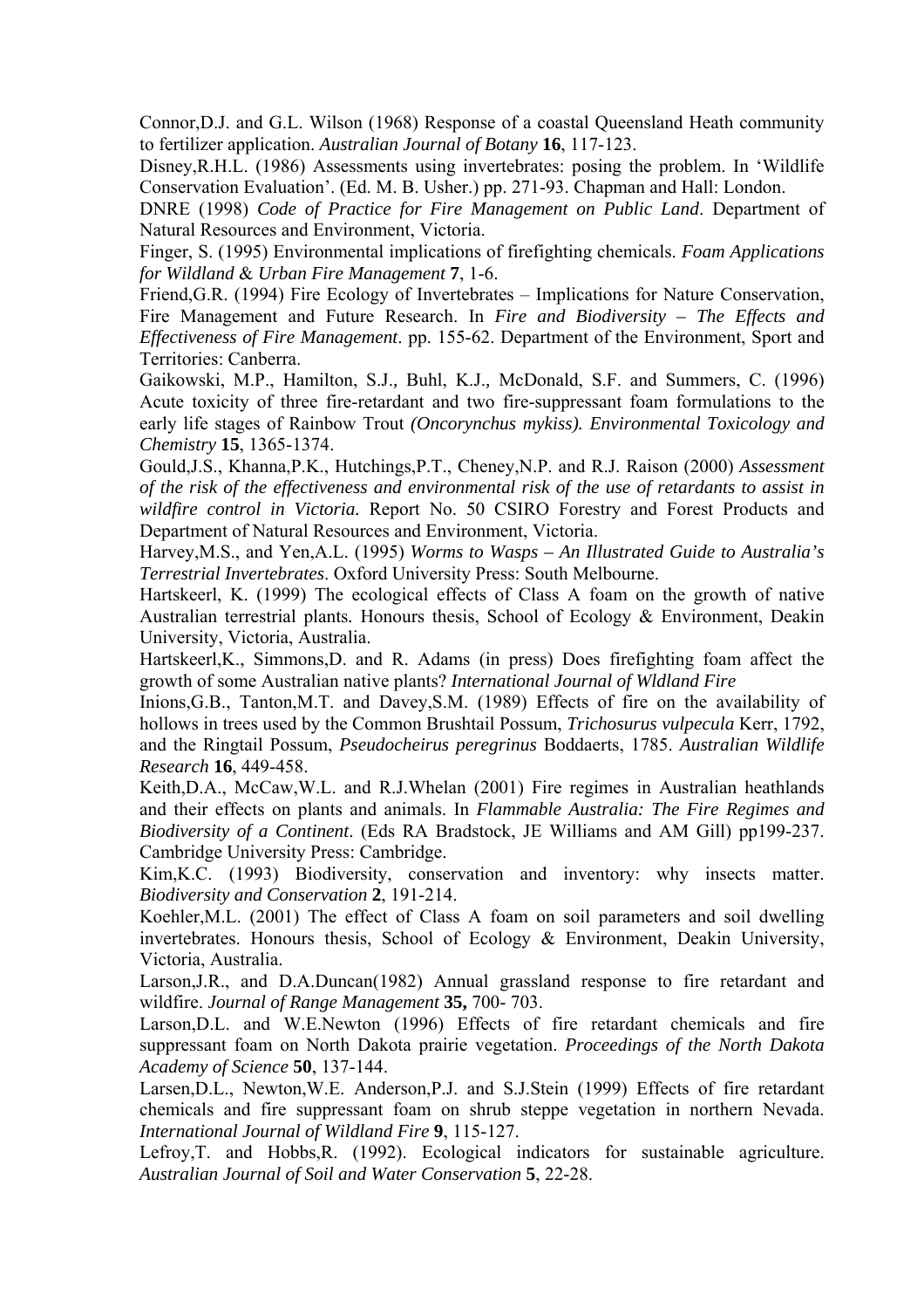Connor,D.J. and G.L. Wilson (1968) Response of a coastal Queensland Heath community to fertilizer application. *Australian Journal of Botany* **16**, 117-123.

Disney,R.H.L. (1986) Assessments using invertebrates: posing the problem. In 'Wildlife Conservation Evaluation'. (Ed. M. B. Usher.) pp. 271-93. Chapman and Hall: London.

DNRE (1998) *Code of Practice for Fire Management on Public Land*. Department of Natural Resources and Environment, Victoria.

Finger, S. (1995) Environmental implications of firefighting chemicals. *Foam Applications for Wildland & Urban Fire Management* **7**, 1-6.

Friend,G.R. (1994) Fire Ecology of Invertebrates – Implications for Nature Conservation, Fire Management and Future Research. In *Fire and Biodiversity – The Effects and Effectiveness of Fire Management*. pp. 155-62. Department of the Environment, Sport and Territories: Canberra.

Gaikowski, M.P., Hamilton, S.J., Buhl, K.J., McDonald, S.F. and Summers, C. (1996) Acute toxicity of three fire-retardant and two fire-suppressant foam formulations to the early life stages of Rainbow Trout *(Oncorynchus mykiss). Environmental Toxicology and Chemistry* **15**, 1365-1374.

Gould,J.S., Khanna,P.K., Hutchings,P.T., Cheney,N.P. and R.J. Raison (2000) *Assessment of the risk of the effectiveness and environmental risk of the use of retardants to assist in wildfire control in Victoria.* Report No. 50 CSIRO Forestry and Forest Products and Department of Natural Resources and Environment, Victoria.

Harvey,M.S., and Yen,A.L. (1995) *Worms to Wasps – An Illustrated Guide to Australia's Terrestrial Invertebrates*. Oxford University Press: South Melbourne.

Hartskeerl, K. (1999) The ecological effects of Class A foam on the growth of native Australian terrestrial plants. Honours thesis, School of Ecology & Environment, Deakin University, Victoria, Australia.

Hartskeerl,K., Simmons,D. and R. Adams (in press) Does firefighting foam affect the growth of some Australian native plants? *International Journal of Wldland Fire*

Inions,G.B., Tanton,M.T. and Davey,S.M. (1989) Effects of fire on the availability of hollows in trees used by the Common Brushtail Possum, *Trichosurus vulpecula* Kerr, 1792, and the Ringtail Possum, *Pseudocheirus peregrinus* Boddaerts, 1785. *Australian Wildlife Research* **16**, 449-458.

Keith,D.A., McCaw,W.L. and R.J.Whelan (2001) Fire regimes in Australian heathlands and their effects on plants and animals. In *Flammable Australia: The Fire Regimes and Biodiversity of a Continent*. (Eds RA Bradstock, JE Williams and AM Gill) pp199-237. Cambridge University Press: Cambridge.

Kim,K.C. (1993) Biodiversity, conservation and inventory: why insects matter. *Biodiversity and Conservation* **2**, 191-214.

Koehler,M.L. (2001) The effect of Class A foam on soil parameters and soil dwelling invertebrates. Honours thesis, School of Ecology & Environment, Deakin University, Victoria, Australia.

Larson,J.R., and D.A.Duncan(1982) Annual grassland response to fire retardant and wildfire. *Journal of Range Management* **35,** 700- 703.

Larson,D.L. and W.E.Newton (1996) Effects of fire retardant chemicals and fire suppressant foam on North Dakota prairie vegetation. *Proceedings of the North Dakota Academy of Science* **50**, 137-144.

Larsen,D.L., Newton,W.E. Anderson,P.J. and S.J.Stein (1999) Effects of fire retardant chemicals and fire suppressant foam on shrub steppe vegetation in northern Nevada. *International Journal of Wildland Fire* **9**, 115-127.

Lefroy,T. and Hobbs,R. (1992). Ecological indicators for sustainable agriculture. *Australian Journal of Soil and Water Conservation* **5**, 22-28.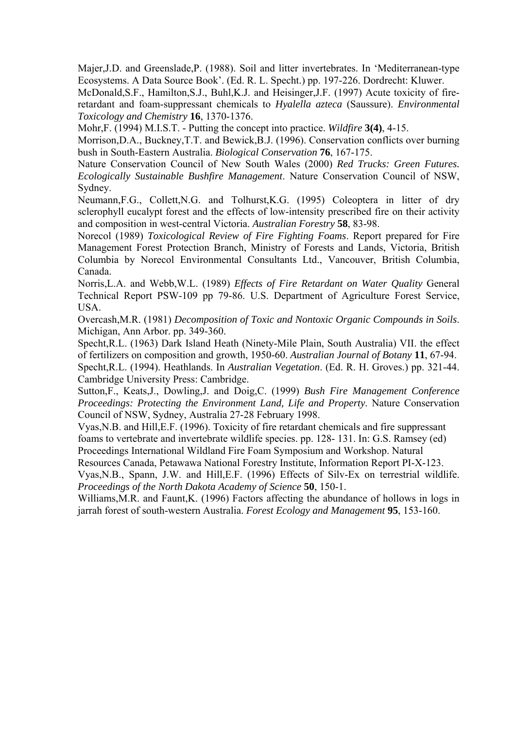Majer,J.D. and Greenslade,P. (1988). Soil and litter invertebrates. In 'Mediterranean-type Ecosystems. A Data Source Book'. (Ed. R. L. Specht.) pp. 197-226. Dordrecht: Kluwer.

McDonald,S.F., Hamilton,S.J., Buhl,K.J. and Heisinger,J.F. (1997) Acute toxicity of fire-retardant and foam-suppressant chemicals to *Hyalella azteca* (Saussure). *Environmental Toxicology and Chemistry* **16**, 1370-1376.

Mohr,F. (1994) M.I.S.T. - Putting the concept into practice. *Wildfire* **3(4)**, 4-15.

Morrison,D.A., Buckney,T.T. and Bewick,B.J. (1996). Conservation conflicts over burning bush in South-Eastern Australia. *Biological Conservation* **76**, 167-175.

Nature Conservation Council of New South Wales (2000) *Red Trucks: Green Futures. Ecologically Sustainable Bushfire Management*. Nature Conservation Council of NSW, Sydney.

Neumann,F.G., Collett,N.G. and Tolhurst,K.G. (1995) Coleoptera in litter of dry sclerophyll eucalypt forest and the effects of low-intensity prescribed fire on their activity and composition in west-central Victoria. *Australian Forestry* **58**, 83-98.

Norecol (1989) *Toxicological Review of Fire Fighting Foams*. Report prepared for Fire Management Forest Protection Branch, Ministry of Forests and Lands, Victoria, British Columbia by Norecol Environmental Consultants Ltd., Vancouver, British Columbia, Canada.

Norris,L.A. and Webb,W.L. (1989) *Effects of Fire Retardant on Water Quality* General Technical Report PSW-109 pp 79-86. U.S. Department of Agriculture Forest Service, USA.

Overcash,M.R. (1981) *Decomposition of Toxic and Nontoxic Organic Compounds in Soils*. Michigan, Ann Arbor. pp. 349-360.

Specht,R.L. (1963) Dark Island Heath (Ninety-Mile Plain, South Australia) VII. the effect of fertilizers on composition and growth, 1950-60. *Australian Journal of Botany* **11**, 67-94.

Specht,R.L. (1994). Heathlands. In *Australian Vegetation*. (Ed. R. H. Groves.) pp. 321-44. Cambridge University Press: Cambridge.

Sutton,F., Keats,J., Dowling,J. and Doig,C. (1999) *Bush Fire Management Conference Proceedings: Protecting the Environment Land, Life and Property*. Nature Conservation Council of NSW, Sydney, Australia 27-28 February 1998.

Vyas,N.B. and Hill,E.F. (1996). Toxicity of fire retardant chemicals and fire suppressant foams to vertebrate and invertebrate wildlife species. pp. 128- 131. In: G.S. Ramsey (ed) Proceedings International Wildland Fire Foam Symposium and Workshop. Natural Resources Canada, Petawawa National Forestry Institute, Information Report PI-X-123.

Vyas,N.B., Spann, J.W. and Hill,E.F. (1996) Effects of Silv-Ex on terrestrial wildlife. *Proceedings of the North Dakota Academy of Science* **50**, 150-1.

Williams,M.R. and Faunt,K. (1996) Factors affecting the abundance of hollows in logs in jarrah forest of south-western Australia. *Forest Ecology and Management* **95**, 153-160.